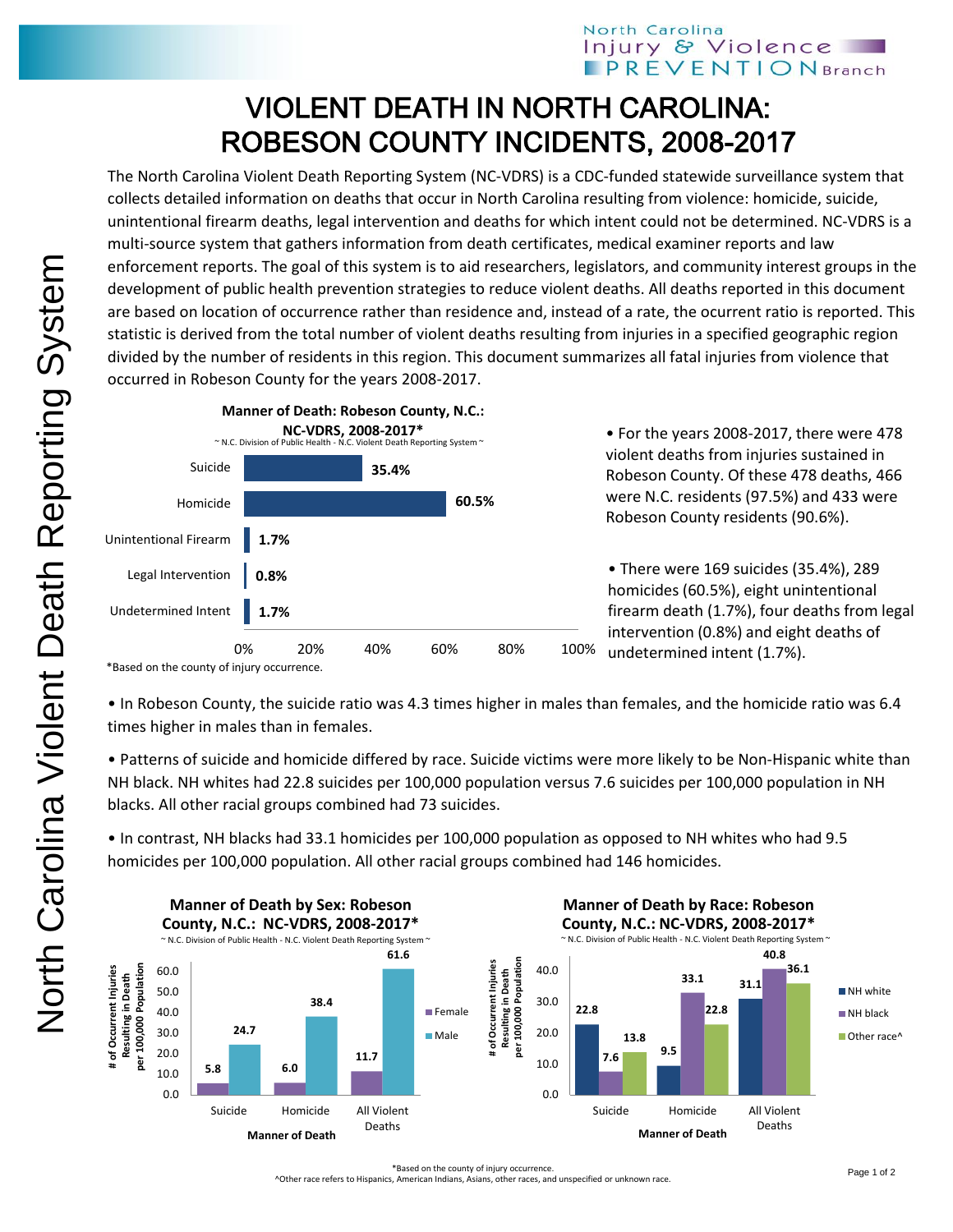# VIOLENT DEATH IN NORTH CAROLINA: ROBESON COUNTY INCIDENTS, 2008-2017

The North Carolina Violent Death Reporting System (NC-VDRS) is a CDC-funded statewide surveillance system that collects detailed information on deaths that occur in North Carolina resulting from violence: homicide, suicide, unintentional firearm deaths, legal intervention and deaths for which intent could not be determined. NC-VDRS is a multi-source system that gathers information from death certificates, medical examiner reports and law enforcement reports. The goal of this system is to aid researchers, legislators, and community interest groups in the development of public health prevention strategies to reduce violent deaths. All deaths reported in this document are based on location of occurrence rather than residence and, instead of a rate, the ocurrent ratio is reported. This statistic is derived from the total number of violent deaths resulting from injuries in a specified geographic region divided by the number of residents in this region. This document summarizes all fatal injuries from violence that occurred in Robeson County for the years 2008-2017.

**Manner of Death: Robeson County, N.C.: NC-VDRS, 2008-2017***

~ N.C. Division of Public Health - N.C. Violent Death Reporting System ~

| Manner of Death | Percent |
| --- | --- |
| Suicide | 35.4% |
| Homicide | 60.5% |
| Unintentional Firearm | 1.7% |
| Legal Intervention | 0.8% |
| Undetermined Intent | 1.7% |

*Based on the county of injury occurrence.

- For the years 2008-2017, there were 478 violent deaths from injuries sustained in Robeson County. Of these 478 deaths, 466 were N.C. residents (97.5%) and 433 were Robeson County residents (90.6%).

- There were 169 suicides (35.4%), 289 homicides (60.5%), eight unintentional firearm death (1.7%), four deaths from legal intervention (0.8%) and eight deaths of undetermined intent (1.7%).

- In Robeson County, the suicide ratio was 4.3 times higher in males than females, and the homicide ratio was 6.4 times higher in males than in females.

- Patterns of suicide and homicide differed by race. Suicide victims were more likely to be Non-Hispanic white than NH black. NH whites had 22.8 suicides per 100,000 population versus 7.6 suicides per 100,000 population in NH blacks. All other racial groups combined had 73 suicides.

- In contrast, NH blacks had 33.1 homicides per 100,000 population as opposed to NH whites who had 9.5 homicides per 100,000 population. All other racial groups combined had 146 homicides.

**Manner of Death by Sex: Robeson County, N.C.: NC-VDRS, 2008-2017***

~ N.C. Division of Public Health - N.C. Violent Death Reporting System ~

# of Occurrent Injuries Resulting in Death per 100,000 Population

| Manner of Death | Female | Male |
| --- | --- | --- |
| Suicide | 5.8 | 24.7 |
| Homicide | 6.0 | 38.4 |
| All Violent Deaths | 11.7 | 61.6 |

**Manner of Death by Race: Robeson County, N.C.: NC-VDRS, 2008-2017***

~ N.C. Division of Public Health - N.C. Violent Death Reporting System ~

# of Occurrent Injuries Resulting in Death per 100,000 Population

| Manner of Death | NH white | NH black | Other race^ |
| --- | --- | --- | --- |
| Suicide | 22.8 | 7.6 | 13.8 |
| Homicide | 9.5 | 33.1 | 22.8 |
| All Violent Deaths | 31.1 | 40.8 | 36.1 |

*Based on the county of injury occurrence.

^Other race refers to Hispanics, American Indians, Asians, other races, and unspecified or unknown race.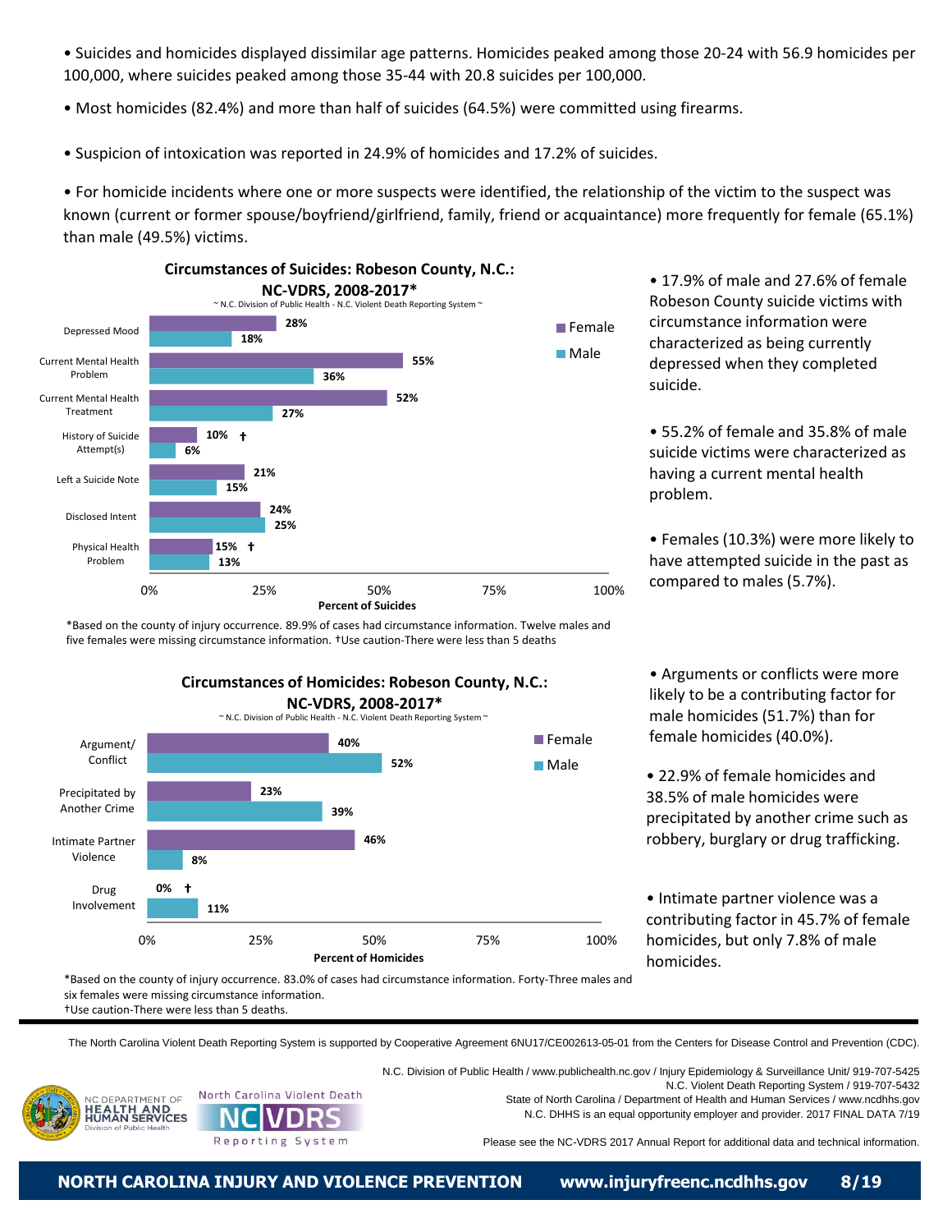• Suicides and homicides displayed dissimilar age patterns. Homicides peaked among those 20-24 with 56.9 homicides per 100,000, where suicides peaked among those 35-44 with 20.8 suicides per 100,000.

• Most homicides (82.4%) and more than half of suicides (64.5%) were committed using firearms.

• Suspicion of intoxication was reported in 24.9% of homicides and 17.2% of suicides.

• For homicide incidents where one or more suspects were identified, the relationship of the victim to the suspect was known (current or former spouse/boyfriend/girlfriend, family, friend or acquaintance) more frequently for female (65.1%) than male (49.5%) victims.

**Circumstances of Suicides: Robeson County, N.C.: NC-VDRS, 2008-2017***

~ N.C. Division of Public Health - N.C. Violent Death Reporting System ~

Female
Male

Depressed Mood: 28%, 18%
Current Mental Health Problem: 55%, 36%
Current Mental Health Treatment: 52%, 27%
History of Suicide Attempt(s): 10% †, 6%
Left a Suicide Note: 21%, 15%
Disclosed Intent: 24%, 25%
Physical Health Problem: 15% †, 13%

0% 25% 50% 75% 100%
Percent of Suicides

*Based on the county of injury occurrence. 89.9% of cases had circumstance information. Twelve males and five females were missing circumstance information. †Use caution-There were less than 5 deaths

• 17.9% of male and 27.6% of female Robeson County suicide victims with circumstance information were characterized as being currently depressed when they completed suicide.

• 55.2% of female and 35.8% of male suicide victims were characterized as having a current mental health problem.

• Females (10.3%) were more likely to have attempted suicide in the past as compared to males (5.7%).

**Circumstances of Homicides: Robeson County, N.C.: NC-VDRS, 2008-2017***

~ N.C. Division of Public Health - N.C. Violent Death Reporting System ~

Female
Male

Argument/ Conflict: 40%, 52%
Precipitated by Another Crime: 23%, 39%
Intimate Partner Violence: 46%, 8%
Drug Involvement: 0% †, 11%

0% 25% 50% 75% 100%
Percent of Homicides

*Based on the county of injury occurrence. 83.0% of cases had circumstance information. Forty-Three males and six females were missing circumstance information.
†Use caution-There were less than 5 deaths.

• Arguments or conflicts were more likely to be a contributing factor for male homicides (51.7%) than for female homicides (40.0%).

• 22.9% of female homicides and 38.5% of male homicides were precipitated by another crime such as robbery, burglary or drug trafficking.

• Intimate partner violence was a contributing factor in 45.7% of female homicides, but only 7.8% of male homicides.

The North Carolina Violent Death Reporting System is supported by Cooperative Agreement 6NU17/CE002613-05-01 from the Centers for Disease Control and Prevention (CDC).

N.C. Division of Public Health / www.publichealth.nc.gov / Injury Epidemiology & Surveillance Unit/ 919-707-5425
N.C. Violent Death Reporting System / 919-707-5432
State of North Carolina / Department of Health and Human Services / www.ncdhhs.gov
N.C. DHHS is an equal opportunity employer and provider. 2017 FINAL DATA 7/19

Please see the NC-VDRS 2017 Annual Report for additional data and technical information.